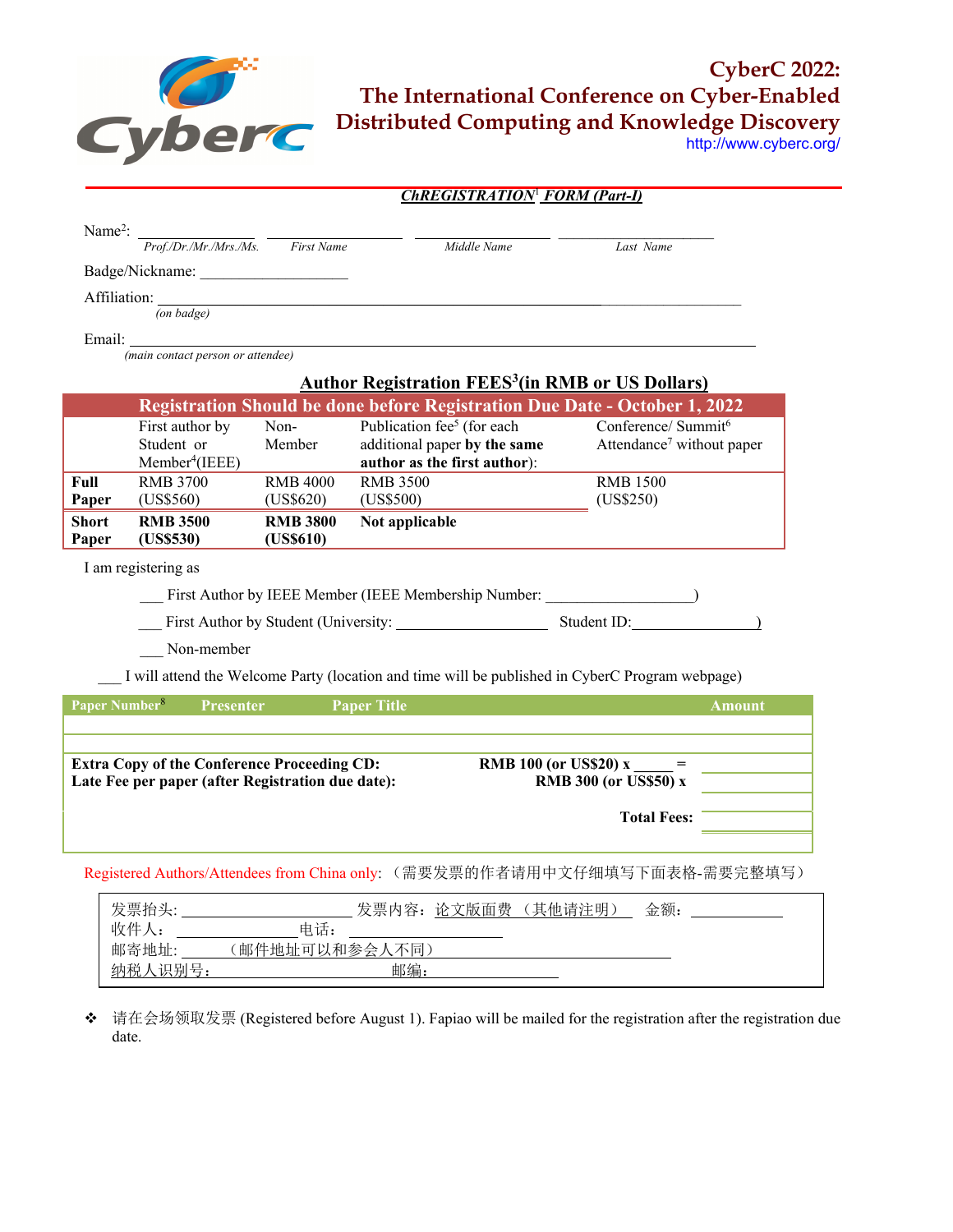# CyberC 2022:
# The International Conference on Cyber-Enabled Distributed Computing and Knowledge Discovery

http://www.cyberc.org/

***ChREGISTRATION[1] FORM (Part-I)***

Name[2]: ____________ ____________ ____________ ____________
*Prof./Dr./Mr./Mrs./Ms.* *First Name* *Middle Name* *Last Name*

Badge/Nickname: ____________________

Affiliation: ________________________________________________
*(on badge)*

Email: ________________________________________________
*(main contact person or attendee)*

## Author Registration FEES[3](in RMB or US Dollars)

**Registration Should be done before Registration Due Date - October 1, 2022**

| | First author by Student or Member[4](IEEE) | Non-Member | Publication fee[5] (for each additional paper **by the same author as the first author**): | Conference/ Summit[6] Attendance[7] without paper |
|---|---|---|---|---|
| **Full Paper** | RMB 3700 (US$560) | RMB 4000 (US$620) | RMB 3500 (US$500) | RMB 1500 (US$250) |
| **Short Paper** | **RMB 3500 (US$530)** | **RMB 3800 (US$610)** | **Not applicable** | |

I am registering as

___ First Author by IEEE Member (IEEE Membership Number: __________________)

___ First Author by Student (University: __________________ Student ID:________________)

___ Non-member

___ I will attend the Welcome Party (location and time will be published in CyberC Program webpage)

| Paper Number[8] | Presenter | Paper Title | Amount |
|---|---|---|---|
| | | | |
| | | | |

**Extra Copy of the Conference Proceeding CD:** **RMB 100 (or US$20) x _____ =** __________

**Late Fee per paper (after Registration due date):** **RMB 300 (or US$50) x** __________

**Total Fees:** __________

Registered Authors/Attendees from China only:（需要发票的作者请用中文仔细填写下面表格-需要完整填写）

发票抬头: ____________________ 发票内容：论文版面费（其他请注明） 金额：____________

收件人：______________电话：______________

邮寄地址: （邮件地址可以和参会人不同）________________________

纳税人识别号：______________________ 邮编：______________

❖ 请在会场领取发票 (Registered before August 1). Fapiao will be mailed for the registration after the registration due date.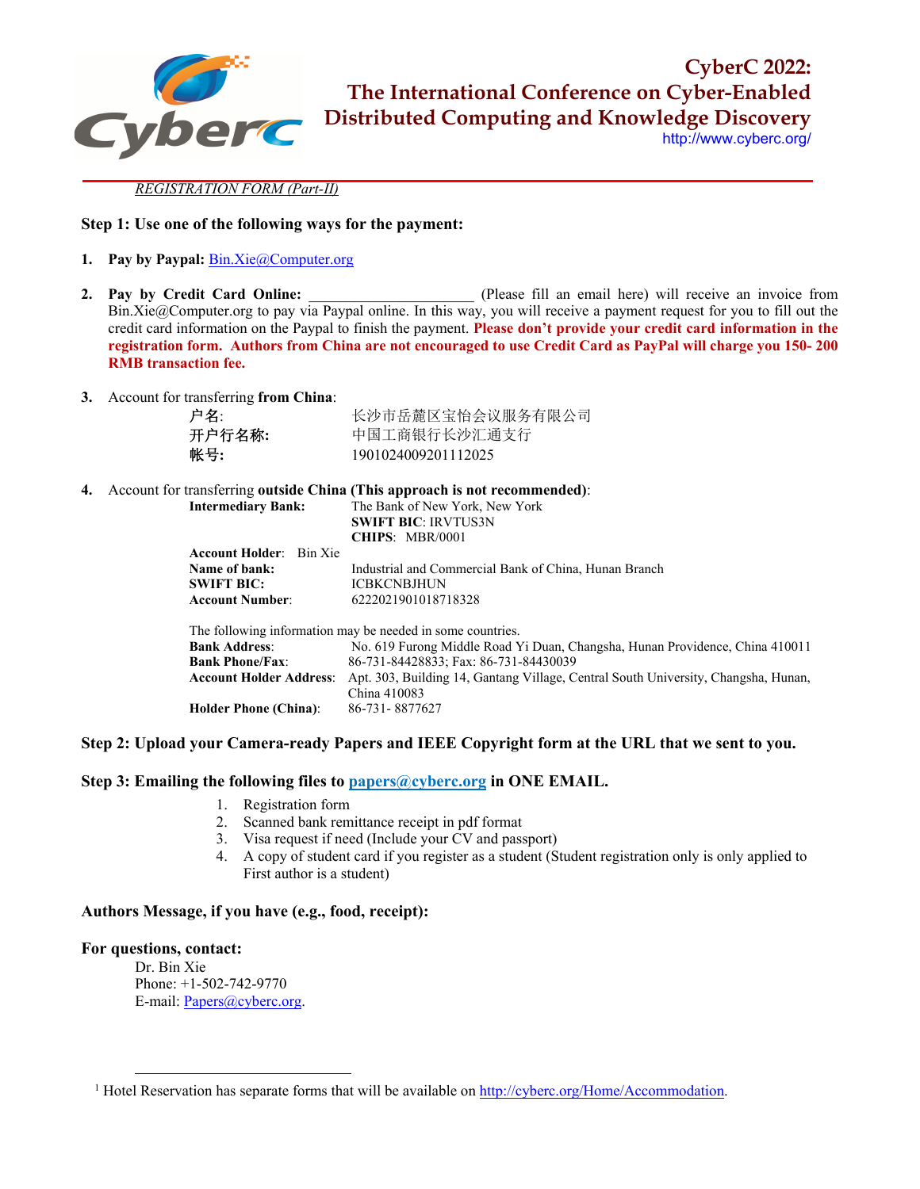# CyberC 2022: The International Conference on Cyber-Enabled Distributed Computing and Knowledge Discovery

http://www.cyberc.org/

*REGISTRATION FORM (Part-II)*

**Step 1: Use one of the following ways for the payment:**

1. **Pay by Paypal:** Bin.Xie@Computer.org

2. **Pay by Credit Card Online:** ______________________ (Please fill an email here) will receive an invoice from Bin.Xie@Computer.org to pay via Paypal online. In this way, you will receive a payment request for you to fill out the credit card information on the Paypal to finish the payment. **Please don't provide your credit card information in the registration form. Authors from China are not encouraged to use Credit Card as PayPal will charge you 150- 200 RMB transaction fee.**

3. Account for transferring **from China**:

   户名: 长沙市岳麓区宝怡会议服务有限公司
   **开户行名称:** 中国工商银行长沙汇通支行
   **帐号:** 1901024009201112025

4. Account for transferring **outside China (This approach is not recommended)**:

   **Intermediary Bank:** The Bank of New York, New York
   **SWIFT BIC**: IRVTUS3N
   **CHIPS**: MBR/0001
   **Account Holder**: Bin Xie
   **Name of bank:** Industrial and Commercial Bank of China, Hunan Branch
   **SWIFT BIC:** ICBKCNBJHUN
   **Account Number**: 6222021901018718328

   The following information may be needed in some countries.
   **Bank Address**: No. 619 Furong Middle Road Yi Duan, Changsha, Hunan Providence, China 410011
   **Bank Phone/Fax**: 86-731-84428833; Fax: 86-731-84430039
   **Account Holder Address**: Apt. 303, Building 14, Gantang Village, Central South University, Changsha, Hunan, China 410083
   **Holder Phone (China)**: 86-731- 8877627

**Step 2: Upload your Camera-ready Papers and IEEE Copyright form at the URL that we sent to you.**

**Step 3: Emailing the following files to papers@cyberc.org in ONE EMAIL.**

1. Registration form
2. Scanned bank remittance receipt in pdf format
3. Visa request if need (Include your CV and passport)
4. A copy of student card if you register as a student (Student registration only is only applied to First author is a student)

**Authors Message, if you have (e.g., food, receipt):**

**For questions, contact:**

Dr. Bin Xie
Phone: +1-502-742-9770
E-mail: Papers@cyberc.org.

[1] Hotel Reservation has separate forms that will be available on http://cyberc.org/Home/Accommodation.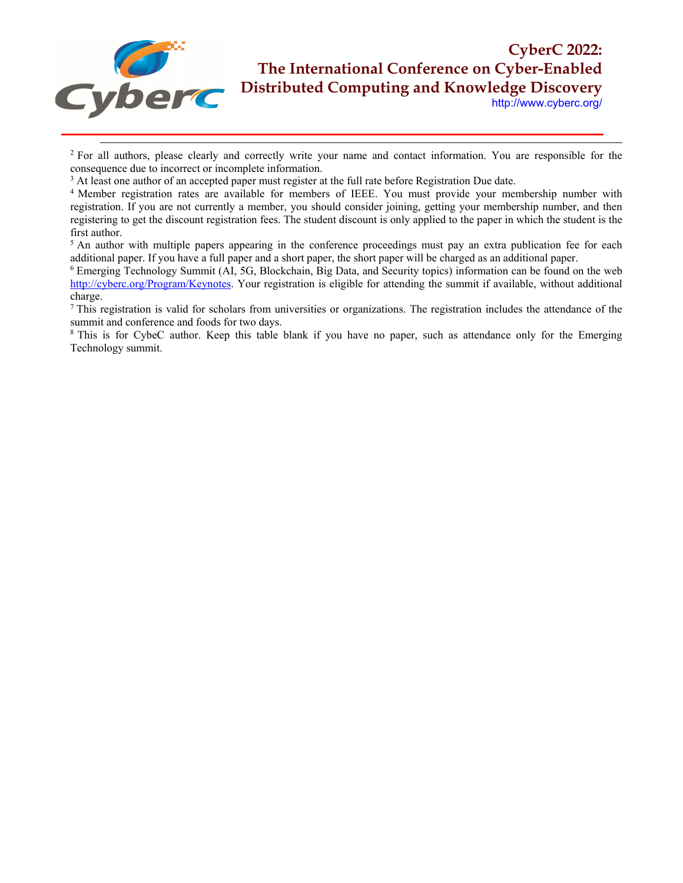[2] For all authors, please clearly and correctly write your name and contact information. You are responsible for the consequence due to incorrect or incomplete information.

[3] At least one author of an accepted paper must register at the full rate before Registration Due date.

[4] Member registration rates are available for members of IEEE. You must provide your membership number with registration. If you are not currently a member, you should consider joining, getting your membership number, and then registering to get the discount registration fees. The student discount is only applied to the paper in which the student is the first author.

[5] An author with multiple papers appearing in the conference proceedings must pay an extra publication fee for each additional paper. If you have a full paper and a short paper, the short paper will be charged as an additional paper.

[6] Emerging Technology Summit (AI, 5G, Blockchain, Big Data, and Security topics) information can be found on the web http://cyberc.org/Program/Keynotes. Your registration is eligible for attending the summit if available, without additional charge.

[7] This registration is valid for scholars from universities or organizations. The registration includes the attendance of the summit and conference and foods for two days.

[8] This is for CybeC author. Keep this table blank if you have no paper, such as attendance only for the Emerging Technology summit.